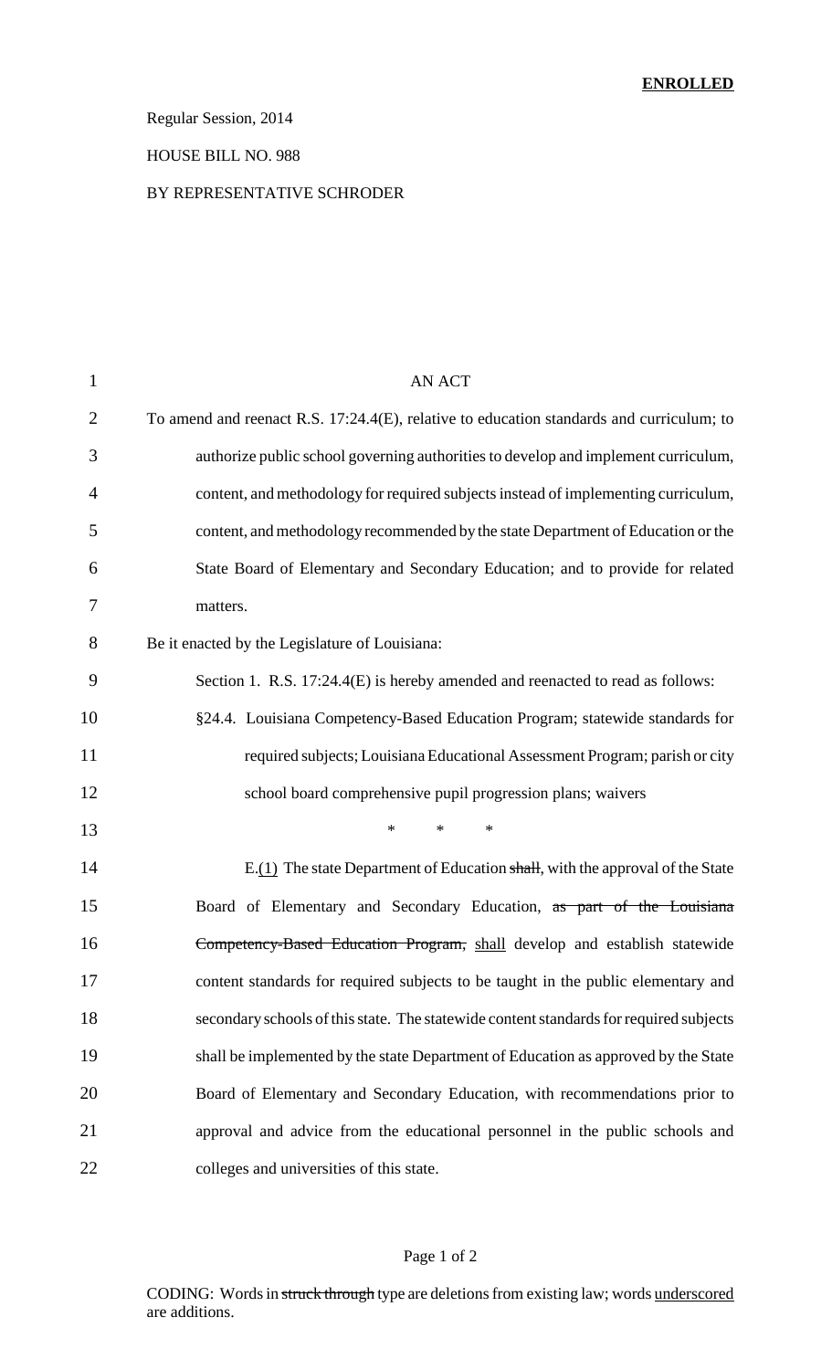**ENROLLED**

Regular Session, 2014

HOUSE BILL NO. 988

BY REPRESENTATIVE SCHRODER

AN ACT

To amend and reenact R.S. 17:24.4(E), relative to education standards and curriculum; to authorize public school governing authorities to develop and implement curriculum, content, and methodology for required subjects instead of implementing curriculum, content, and methodology recommended by the state Department of Education or the State Board of Elementary and Secondary Education; and to provide for related matters.

Be it enacted by the Legislature of Louisiana:

Section 1. R.S. 17:24.4(E) is hereby amended and reenacted to read as follows:

§24.4. Louisiana Competency-Based Education Program; statewide standards for required subjects; Louisiana Educational Assessment Program; parish or city school board comprehensive pupil progression plans; waivers

\* \* \*

E.<u>(1)</u> The state Department of Education ~~shall~~, with the approval of the State Board of Elementary and Secondary Education, ~~as part of the Louisiana Competency-Based Education Program,~~ <u>shall</u> develop and establish statewide content standards for required subjects to be taught in the public elementary and secondary schools of this state. The statewide content standards for required subjects shall be implemented by the state Department of Education as approved by the State Board of Elementary and Secondary Education, with recommendations prior to approval and advice from the educational personnel in the public schools and colleges and universities of this state.

CODING: Words in ~~struck through~~ type are deletions from existing law; words <u>underscored</u> are additions.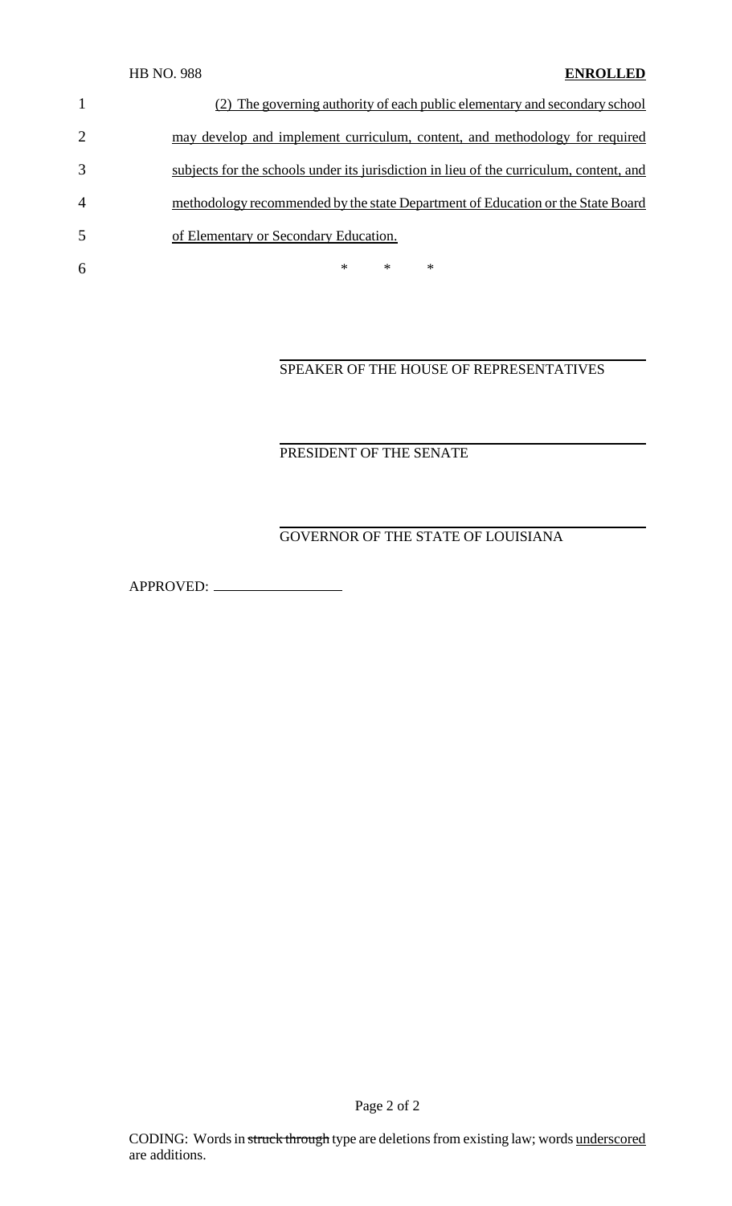(2) The governing authority of each public elementary and secondary school may develop and implement curriculum, content, and methodology for required subjects for the schools under its jurisdiction in lieu of the curriculum, content, and methodology recommended by the state Department of Education or the State Board of Elementary or Secondary Education.

\* \* \*

SPEAKER OF THE HOUSE OF REPRESENTATIVES

PRESIDENT OF THE SENATE

GOVERNOR OF THE STATE OF LOUISIANA

APPROVED: \_\_\_\_\_\_\_\_\_\_\_\_\_\_\_\_\_\_

CODING: Words in ~~struck through~~ type are deletions from existing law; words underscored are additions.